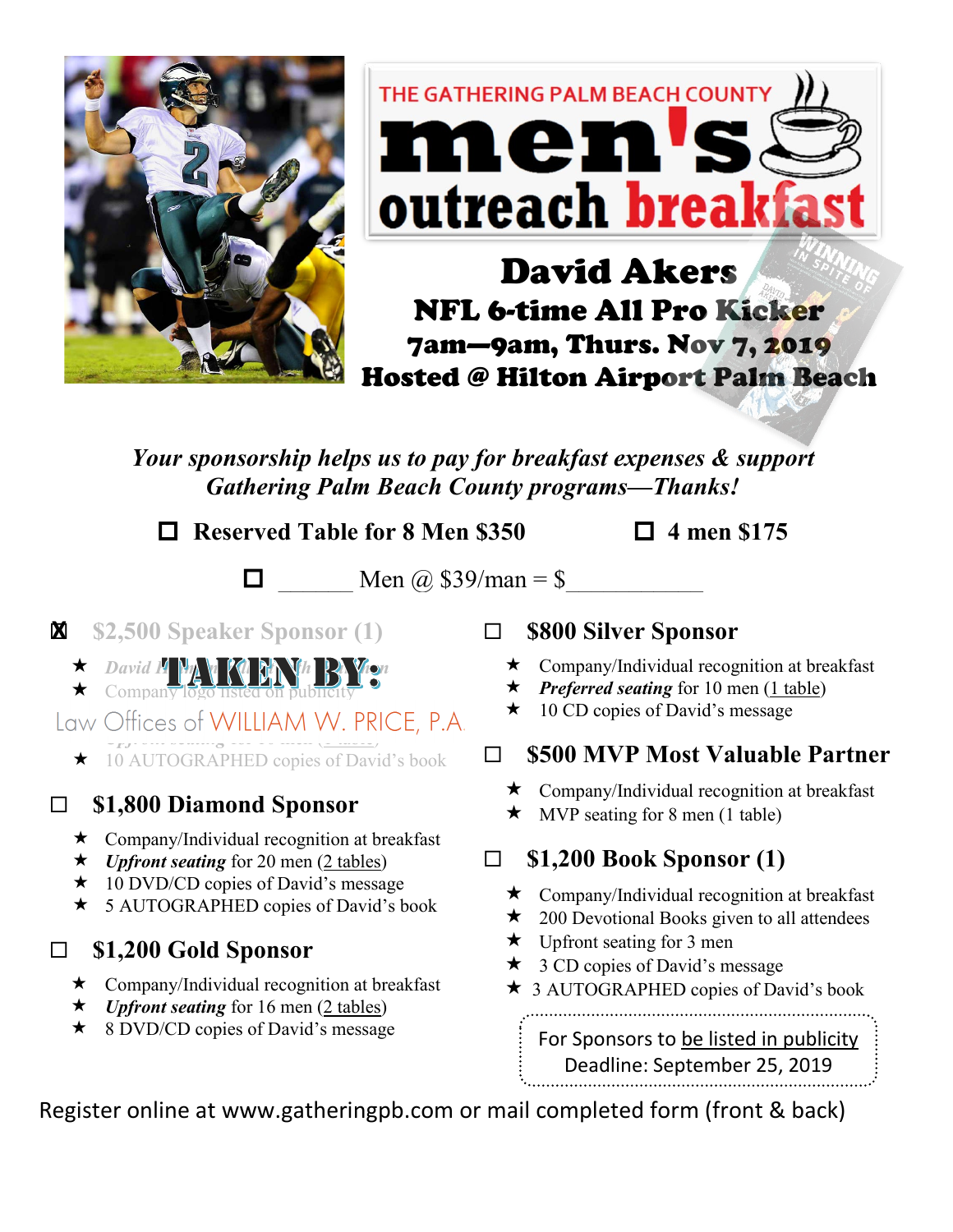THE GATHERING PALM BEACH COUNTY

# men's outreach breakfast

## David Akers

### NFL 6-time All Pro Kicker

**7am—9am, Thurs. Nov 7, 2019**

**Hosted @ Hilton Airport Palm Beach**

*Your sponsorship helps us to pay for breakfast expenses & support Gathering Palm Beach County programs—Thanks!*

☐ **Reserved Table for 8 Men $350** ☐ **4 men $175**

☐ ______ Men @ $39/man = $___________

☒ **$2,500 Speaker Sponsor (1)**

- ★ *David Akers ... with ... ...n*
- ★ Company logo listed on publicity
- ★ Upfront seating for ... men (... table)
- ★ 10 AUTOGRAPHED copies of David's book

**TAKEN BY:** Law Offices of WILLIAM W. PRICE, P.A.

☐ **$1,800 Diamond Sponsor**

- ★ Company/Individual recognition at breakfast
- ★ ***Upfront seating*** for 20 men (2 tables)
- ★ 10 DVD/CD copies of David's message
- ★ 5 AUTOGRAPHED copies of David's book

☐ **$1,200 Gold Sponsor**

- ★ Company/Individual recognition at breakfast
- ★ ***Upfront seating*** for 16 men (2 tables)
- ★ 8 DVD/CD copies of David's message

☐ **$800 Silver Sponsor**

- ★ Company/Individual recognition at breakfast
- ★ ***Preferred seating*** for 10 men (1 table)
- ★ 10 CD copies of David's message

☐ **$500 MVP Most Valuable Partner**

- ★ Company/Individual recognition at breakfast
- ★ MVP seating for 8 men (1 table)

☐ **$1,200 Book Sponsor (1)**

- ★ Company/Individual recognition at breakfast
- ★ 200 Devotional Books given to all attendees
- ★ Upfront seating for 3 men
- ★ 3 CD copies of David's message
- ★ 3 AUTOGRAPHED copies of David's book

For Sponsors to be listed in publicity
Deadline: September 25, 2019

Register online at www.gatheringpb.com or mail completed form (front & back)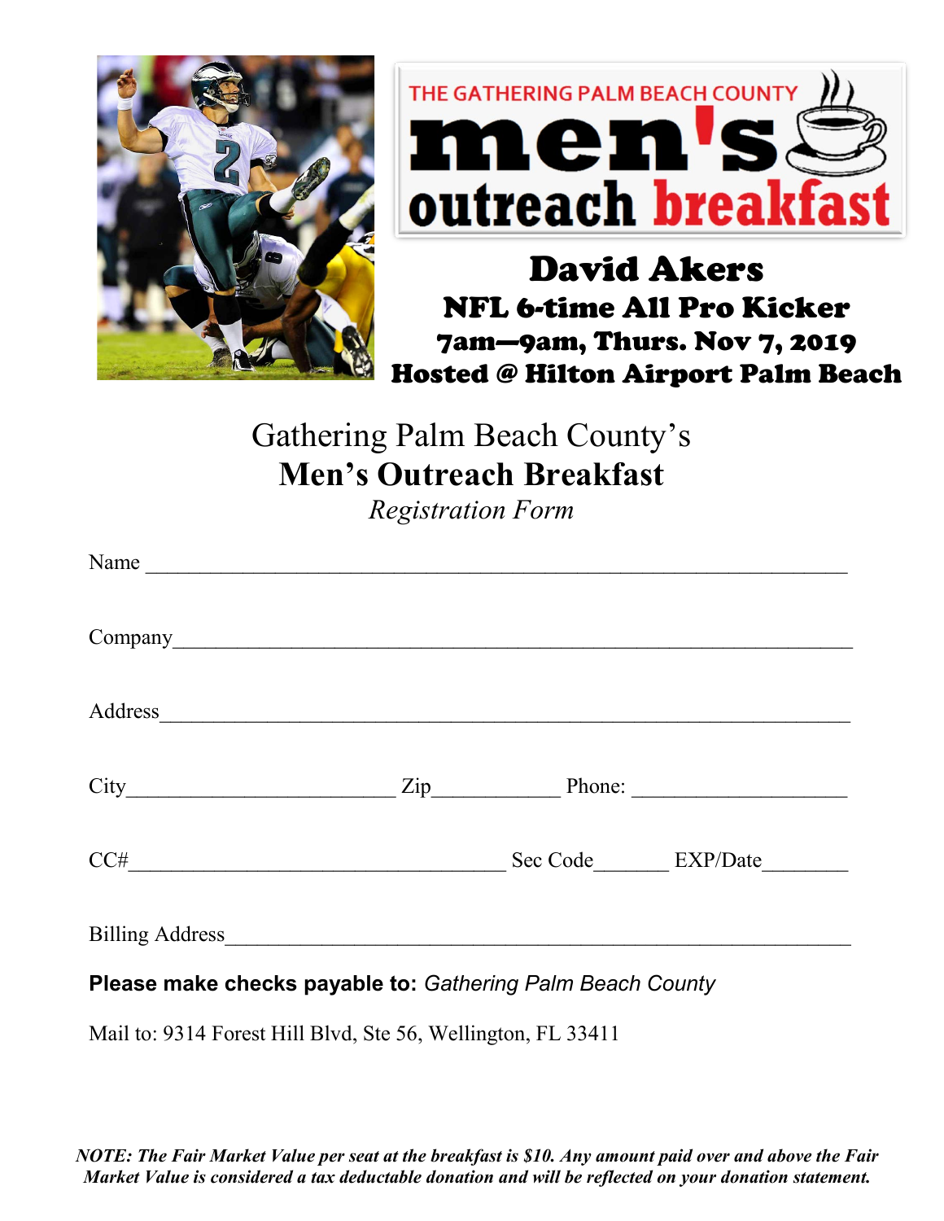THE GATHERING PALM BEACH COUNTY

# men's outreach breakfast

## David Akers

### NFL 6-time All Pro Kicker

### 7am—9am, Thurs. Nov 7, 2019

### Hosted @ Hilton Airport Palm Beach

Gathering Palm Beach County's

## Men's Outreach Breakfast

*Registration Form*

Name ____________________________________________________________

Company__________________________________________________________

Address___________________________________________________________

City________________________ Zip___________ Phone: ___________________

CC#__________________________________ Sec Code______ EXP/Date_______

Billing Address_____________________________________________________

**Please make checks payable to:** *Gathering Palm Beach County*

Mail to: 9314 Forest Hill Blvd, Ste 56, Wellington, FL 33411

***NOTE: The Fair Market Value per seat at the breakfast is $10. Any amount paid over and above the Fair Market Value is considered a tax deductable donation and will be reflected on your donation statement.***